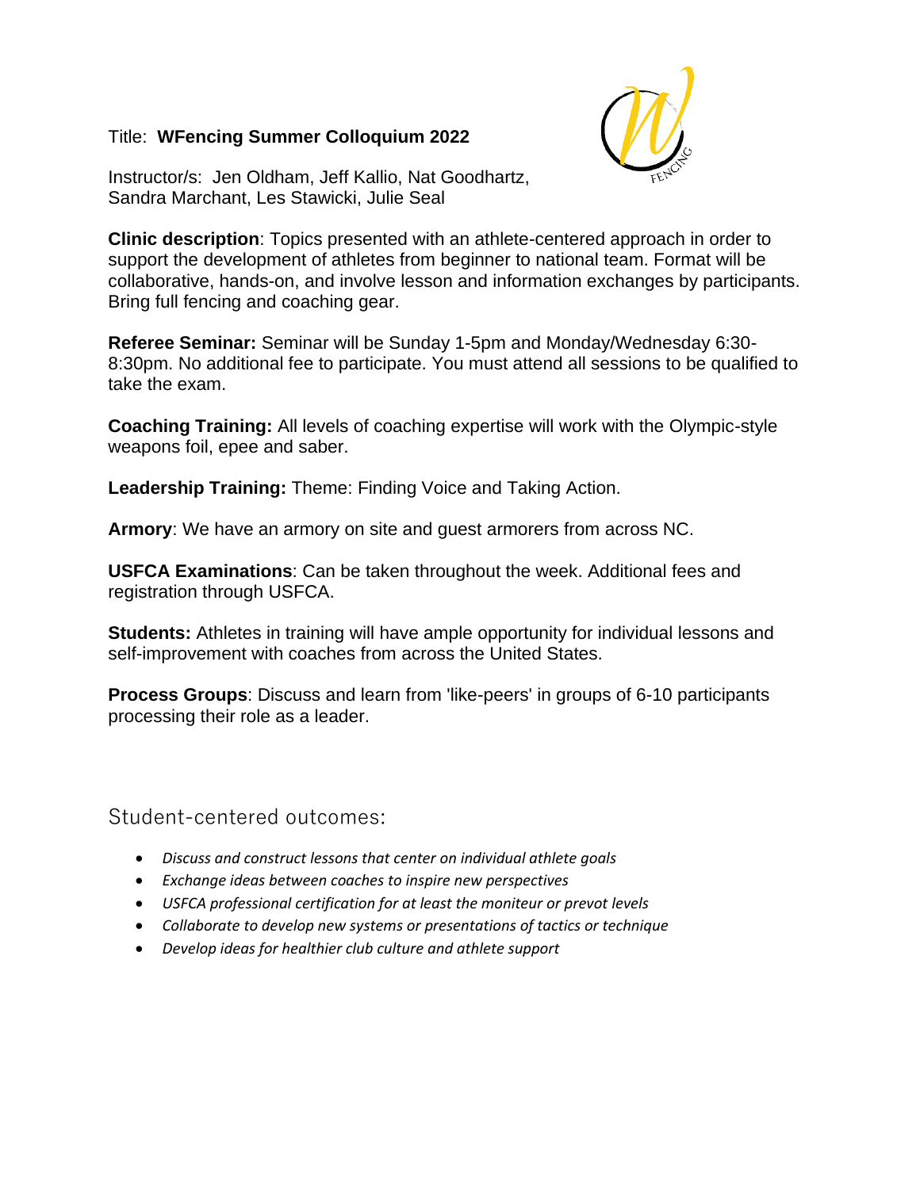Title: **WFencing Summer Colloquium 2022**

Instructor/s: Jen Oldham, Jeff Kallio, Nat Goodhartz, Sandra Marchant, Les Stawicki, Julie Seal

**Clinic description**: Topics presented with an athlete-centered approach in order to support the development of athletes from beginner to national team. Format will be collaborative, hands-on, and involve lesson and information exchanges by participants. Bring full fencing and coaching gear.

**Referee Seminar:** Seminar will be Sunday 1-5pm and Monday/Wednesday 6:30-8:30pm. No additional fee to participate. You must attend all sessions to be qualified to take the exam.

**Coaching Training:** All levels of coaching expertise will work with the Olympic-style weapons foil, epee and saber.

**Leadership Training:** Theme: Finding Voice and Taking Action.

**Armory**: We have an armory on site and guest armorers from across NC.

**USFCA Examinations**: Can be taken throughout the week. Additional fees and registration through USFCA.

**Students:** Athletes in training will have ample opportunity for individual lessons and self-improvement with coaches from across the United States.

**Process Groups**: Discuss and learn from 'like-peers' in groups of 6-10 participants processing their role as a leader.

## Student-centered outcomes:

- *Discuss and construct lessons that center on individual athlete goals*
- *Exchange ideas between coaches to inspire new perspectives*
- *USFCA professional certification for at least the moniteur or prevot levels*
- *Collaborate to develop new systems or presentations of tactics or technique*
- *Develop ideas for healthier club culture and athlete support*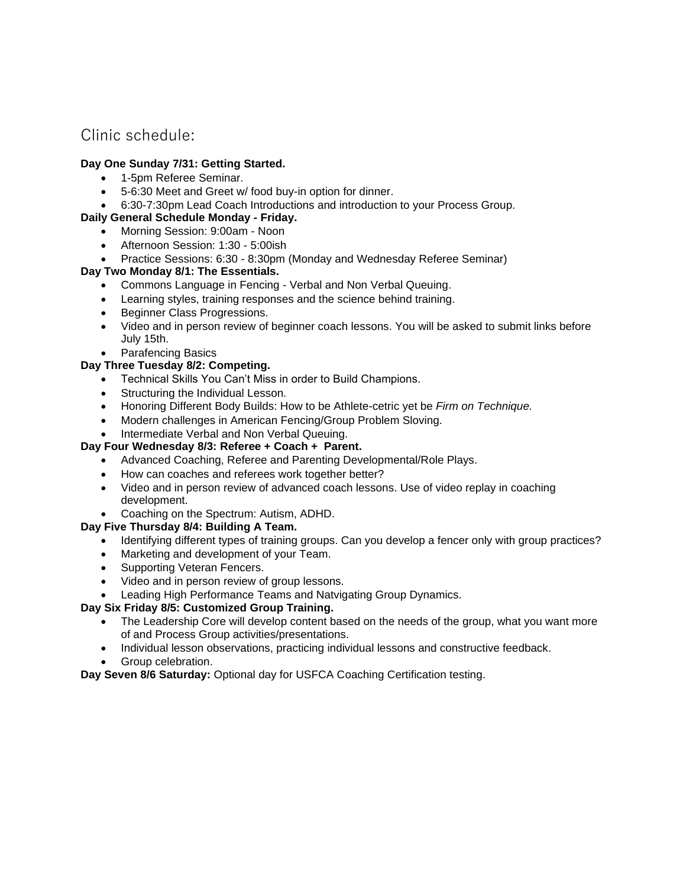## Clinic schedule:

**Day One Sunday 7/31: Getting Started.**

- 1-5pm Referee Seminar.
- 5-6:30 Meet and Greet w/ food buy-in option for dinner.
- 6:30-7:30pm Lead Coach Introductions and introduction to your Process Group.

**Daily General Schedule Monday - Friday.**

- Morning Session: 9:00am - Noon
- Afternoon Session: 1:30 - 5:00ish
- Practice Sessions: 6:30 - 8:30pm (Monday and Wednesday Referee Seminar)

**Day Two Monday 8/1: The Essentials.**

- Commons Language in Fencing - Verbal and Non Verbal Queuing.
- Learning styles, training responses and the science behind training.
- Beginner Class Progressions.
- Video and in person review of beginner coach lessons. You will be asked to submit links before July 15th.
- Parafencing Basics

**Day Three Tuesday 8/2: Competing.**

- Technical Skills You Can't Miss in order to Build Champions.
- Structuring the Individual Lesson.
- Honoring Different Body Builds: How to be Athlete-cetric yet be *Firm on Technique.*
- Modern challenges in American Fencing/Group Problem Sloving.
- Intermediate Verbal and Non Verbal Queuing.

**Day Four Wednesday 8/3: Referee + Coach + Parent.**

- Advanced Coaching, Referee and Parenting Developmental/Role Plays.
- How can coaches and referees work together better?
- Video and in person review of advanced coach lessons. Use of video replay in coaching development.
- Coaching on the Spectrum: Autism, ADHD.

**Day Five Thursday 8/4: Building A Team.**

- Identifying different types of training groups. Can you develop a fencer only with group practices?
- Marketing and development of your Team.
- Supporting Veteran Fencers.
- Video and in person review of group lessons.
- Leading High Performance Teams and Natvigating Group Dynamics.

**Day Six Friday 8/5: Customized Group Training.**

- The Leadership Core will develop content based on the needs of the group, what you want more of and Process Group activities/presentations.
- Individual lesson observations, practicing individual lessons and constructive feedback.
- Group celebration.

**Day Seven 8/6 Saturday:** Optional day for USFCA Coaching Certification testing.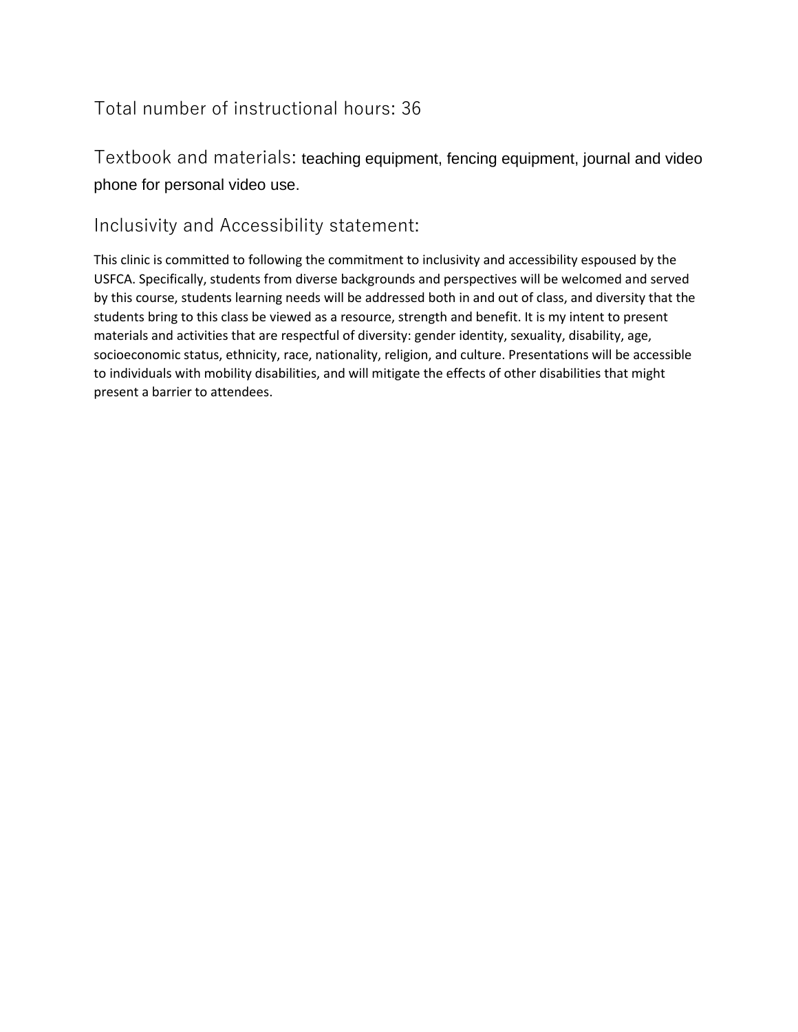## Total number of instructional hours: 36

## Textbook and materials: teaching equipment, fencing equipment, journal and video phone for personal video use.

## Inclusivity and Accessibility statement:

This clinic is committed to following the commitment to inclusivity and accessibility espoused by the USFCA. Specifically, students from diverse backgrounds and perspectives will be welcomed and served by this course, students learning needs will be addressed both in and out of class, and diversity that the students bring to this class be viewed as a resource, strength and benefit. It is my intent to present materials and activities that are respectful of diversity: gender identity, sexuality, disability, age, socioeconomic status, ethnicity, race, nationality, religion, and culture. Presentations will be accessible to individuals with mobility disabilities, and will mitigate the effects of other disabilities that might present a barrier to attendees.